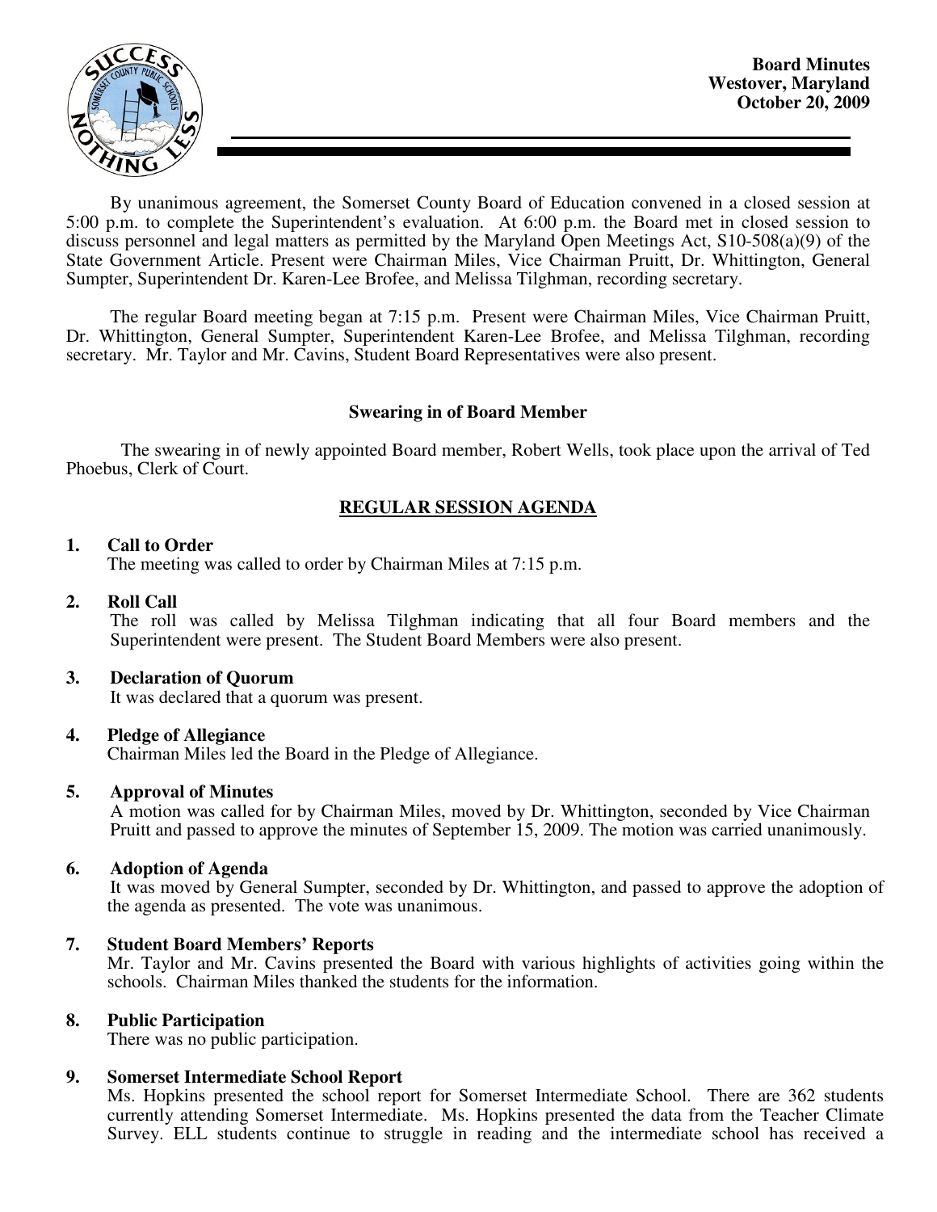**Board Minutes**
**Westover, Maryland**
**October 20, 2009**

By unanimous agreement, the Somerset County Board of Education convened in a closed session at 5:00 p.m. to complete the Superintendent's evaluation. At 6:00 p.m. the Board met in closed session to discuss personnel and legal matters as permitted by the Maryland Open Meetings Act, S10-508(a)(9) of the State Government Article. Present were Chairman Miles, Vice Chairman Pruitt, Dr. Whittington, General Sumpter, Superintendent Dr. Karen-Lee Brofee, and Melissa Tilghman, recording secretary.

The regular Board meeting began at 7:15 p.m. Present were Chairman Miles, Vice Chairman Pruitt, Dr. Whittington, General Sumpter, Superintendent Karen-Lee Brofee, and Melissa Tilghman, recording secretary. Mr. Taylor and Mr. Cavins, Student Board Representatives were also present.

### Swearing in of Board Member

The swearing in of newly appointed Board member, Robert Wells, took place upon the arrival of Ted Phoebus, Clerk of Court.

## REGULAR SESSION AGENDA

**1. Call to Order**
The meeting was called to order by Chairman Miles at 7:15 p.m.

**2. Roll Call**
The roll was called by Melissa Tilghman indicating that all four Board members and the Superintendent were present. The Student Board Members were also present.

**3. Declaration of Quorum**
It was declared that a quorum was present.

**4. Pledge of Allegiance**
Chairman Miles led the Board in the Pledge of Allegiance.

**5. Approval of Minutes**
A motion was called for by Chairman Miles, moved by Dr. Whittington, seconded by Vice Chairman Pruitt and passed to approve the minutes of September 15, 2009. The motion was carried unanimously.

**6. Adoption of Agenda**
It was moved by General Sumpter, seconded by Dr. Whittington, and passed to approve the adoption of the agenda as presented. The vote was unanimous.

**7. Student Board Members' Reports**
Mr. Taylor and Mr. Cavins presented the Board with various highlights of activities going within the schools. Chairman Miles thanked the students for the information.

**8. Public Participation**
There was no public participation.

**9. Somerset Intermediate School Report**
Ms. Hopkins presented the school report for Somerset Intermediate School. There are 362 students currently attending Somerset Intermediate. Ms. Hopkins presented the data from the Teacher Climate Survey. ELL students continue to struggle in reading and the intermediate school has received a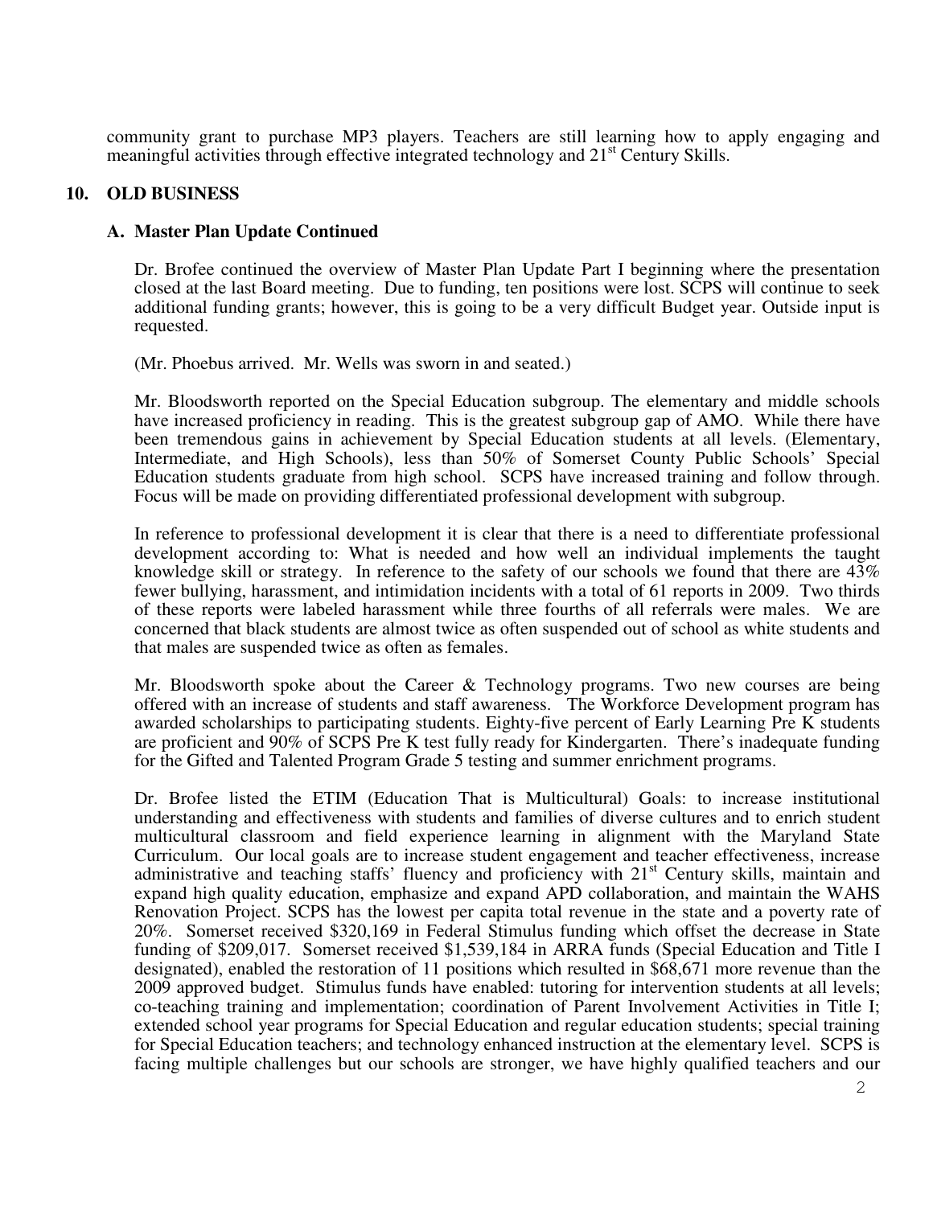community grant to purchase MP3 players. Teachers are still learning how to apply engaging and meaningful activities through effective integrated technology and 21st Century Skills.

## 10. OLD BUSINESS

### A. Master Plan Update Continued

Dr. Brofee continued the overview of Master Plan Update Part I beginning where the presentation closed at the last Board meeting. Due to funding, ten positions were lost. SCPS will continue to seek additional funding grants; however, this is going to be a very difficult Budget year. Outside input is requested.

(Mr. Phoebus arrived. Mr. Wells was sworn in and seated.)

Mr. Bloodsworth reported on the Special Education subgroup. The elementary and middle schools have increased proficiency in reading. This is the greatest subgroup gap of AMO. While there have been tremendous gains in achievement by Special Education students at all levels. (Elementary, Intermediate, and High Schools), less than 50% of Somerset County Public Schools' Special Education students graduate from high school. SCPS have increased training and follow through. Focus will be made on providing differentiated professional development with subgroup.

In reference to professional development it is clear that there is a need to differentiate professional development according to: What is needed and how well an individual implements the taught knowledge skill or strategy. In reference to the safety of our schools we found that there are 43% fewer bullying, harassment, and intimidation incidents with a total of 61 reports in 2009. Two thirds of these reports were labeled harassment while three fourths of all referrals were males. We are concerned that black students are almost twice as often suspended out of school as white students and that males are suspended twice as often as females.

Mr. Bloodsworth spoke about the Career & Technology programs. Two new courses are being offered with an increase of students and staff awareness. The Workforce Development program has awarded scholarships to participating students. Eighty-five percent of Early Learning Pre K students are proficient and 90% of SCPS Pre K test fully ready for Kindergarten. There's inadequate funding for the Gifted and Talented Program Grade 5 testing and summer enrichment programs.

Dr. Brofee listed the ETIM (Education That is Multicultural) Goals: to increase institutional understanding and effectiveness with students and families of diverse cultures and to enrich student multicultural classroom and field experience learning in alignment with the Maryland State Curriculum. Our local goals are to increase student engagement and teacher effectiveness, increase administrative and teaching staffs' fluency and proficiency with 21st Century skills, maintain and expand high quality education, emphasize and expand APD collaboration, and maintain the WAHS Renovation Project. SCPS has the lowest per capita total revenue in the state and a poverty rate of 20%. Somerset received $320,169 in Federal Stimulus funding which offset the decrease in State funding of $209,017. Somerset received $1,539,184 in ARRA funds (Special Education and Title I designated), enabled the restoration of 11 positions which resulted in $68,671 more revenue than the 2009 approved budget. Stimulus funds have enabled: tutoring for intervention students at all levels; co-teaching training and implementation; coordination of Parent Involvement Activities in Title I; extended school year programs for Special Education and regular education students; special training for Special Education teachers; and technology enhanced instruction at the elementary level. SCPS is facing multiple challenges but our schools are stronger, we have highly qualified teachers and our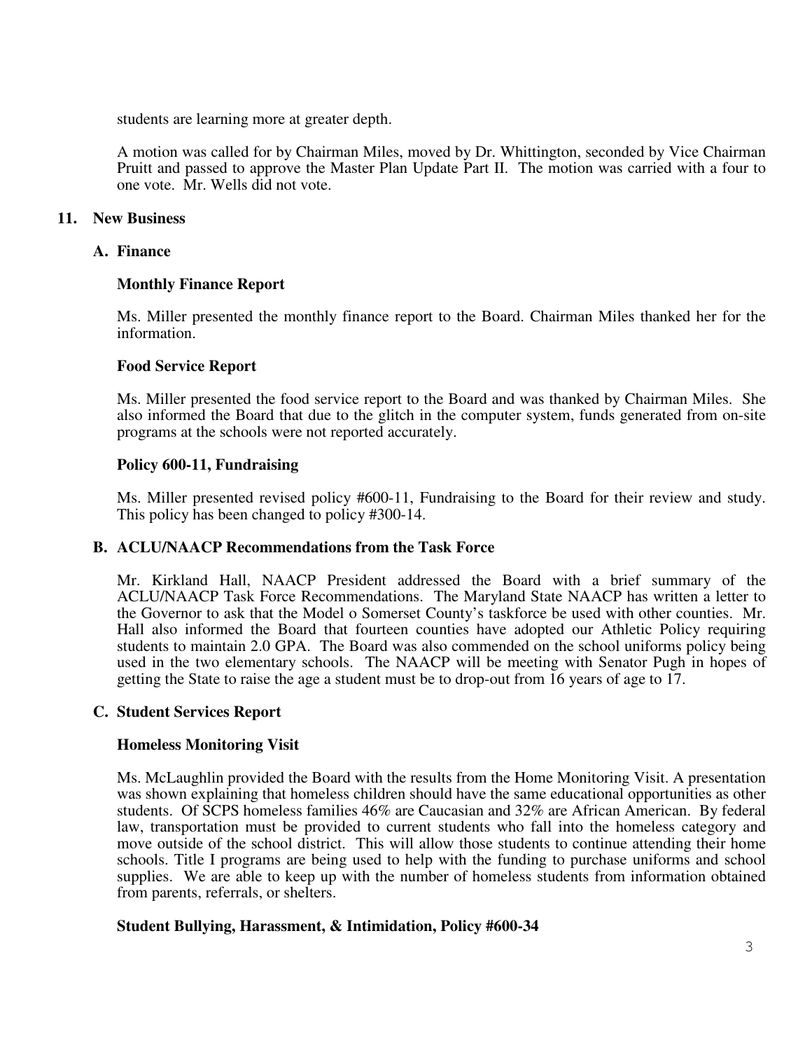students are learning more at greater depth.

A motion was called for by Chairman Miles, moved by Dr. Whittington, seconded by Vice Chairman Pruitt and passed to approve the Master Plan Update Part II. The motion was carried with a four to one vote. Mr. Wells did not vote.

**11. New Business**

**A. Finance**

**Monthly Finance Report**

Ms. Miller presented the monthly finance report to the Board. Chairman Miles thanked her for the information.

**Food Service Report**

Ms. Miller presented the food service report to the Board and was thanked by Chairman Miles. She also informed the Board that due to the glitch in the computer system, funds generated from on-site programs at the schools were not reported accurately.

**Policy 600-11, Fundraising**

Ms. Miller presented revised policy #600-11, Fundraising to the Board for their review and study. This policy has been changed to policy #300-14.

**B. ACLU/NAACP Recommendations from the Task Force**

Mr. Kirkland Hall, NAACP President addressed the Board with a brief summary of the ACLU/NAACP Task Force Recommendations. The Maryland State NAACP has written a letter to the Governor to ask that the Model o Somerset County's taskforce be used with other counties. Mr. Hall also informed the Board that fourteen counties have adopted our Athletic Policy requiring students to maintain 2.0 GPA. The Board was also commended on the school uniforms policy being used in the two elementary schools. The NAACP will be meeting with Senator Pugh in hopes of getting the State to raise the age a student must be to drop-out from 16 years of age to 17.

**C. Student Services Report**

**Homeless Monitoring Visit**

Ms. McLaughlin provided the Board with the results from the Home Monitoring Visit. A presentation was shown explaining that homeless children should have the same educational opportunities as other students. Of SCPS homeless families 46% are Caucasian and 32% are African American. By federal law, transportation must be provided to current students who fall into the homeless category and move outside of the school district. This will allow those students to continue attending their home schools. Title I programs are being used to help with the funding to purchase uniforms and school supplies. We are able to keep up with the number of homeless students from information obtained from parents, referrals, or shelters.

**Student Bullying, Harassment, & Intimidation, Policy #600-34**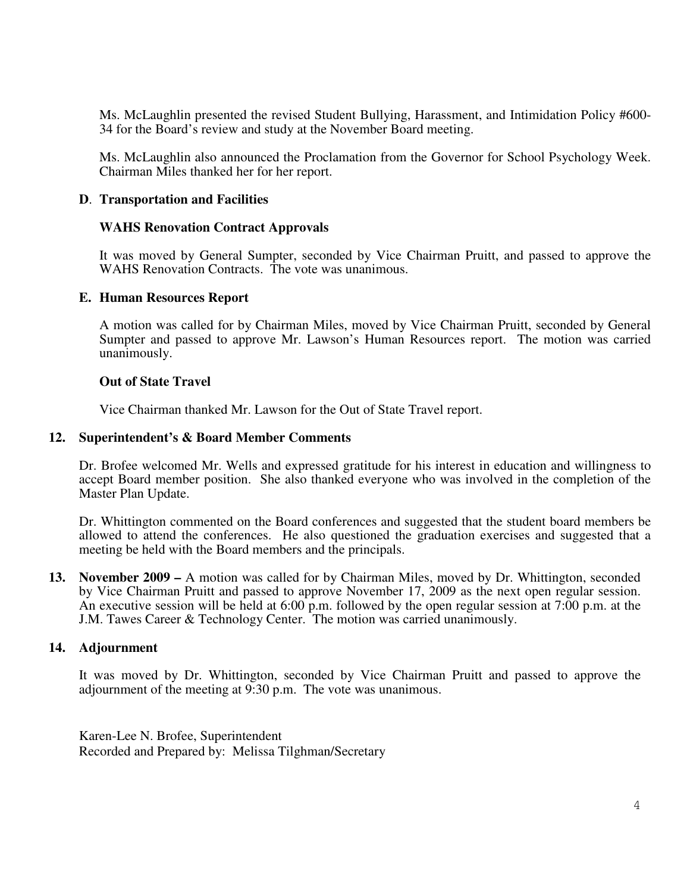Ms. McLaughlin presented the revised Student Bullying, Harassment, and Intimidation Policy #600-34 for the Board's review and study at the November Board meeting.

Ms. McLaughlin also announced the Proclamation from the Governor for School Psychology Week. Chairman Miles thanked her for her report.

**D. Transportation and Facilities**

**WAHS Renovation Contract Approvals**

It was moved by General Sumpter, seconded by Vice Chairman Pruitt, and passed to approve the WAHS Renovation Contracts. The vote was unanimous.

**E. Human Resources Report**

A motion was called for by Chairman Miles, moved by Vice Chairman Pruitt, seconded by General Sumpter and passed to approve Mr. Lawson's Human Resources report. The motion was carried unanimously.

**Out of State Travel**

Vice Chairman thanked Mr. Lawson for the Out of State Travel report.

**12. Superintendent's & Board Member Comments**

Dr. Brofee welcomed Mr. Wells and expressed gratitude for his interest in education and willingness to accept Board member position. She also thanked everyone who was involved in the completion of the Master Plan Update.

Dr. Whittington commented on the Board conferences and suggested that the student board members be allowed to attend the conferences. He also questioned the graduation exercises and suggested that a meeting be held with the Board members and the principals.

**13. November 2009 –** A motion was called for by Chairman Miles, moved by Dr. Whittington, seconded by Vice Chairman Pruitt and passed to approve November 17, 2009 as the next open regular session. An executive session will be held at 6:00 p.m. followed by the open regular session at 7:00 p.m. at the J.M. Tawes Career & Technology Center. The motion was carried unanimously.

**14. Adjournment**

It was moved by Dr. Whittington, seconded by Vice Chairman Pruitt and passed to approve the adjournment of the meeting at 9:30 p.m. The vote was unanimous.

Karen-Lee N. Brofee, Superintendent
Recorded and Prepared by: Melissa Tilghman/Secretary